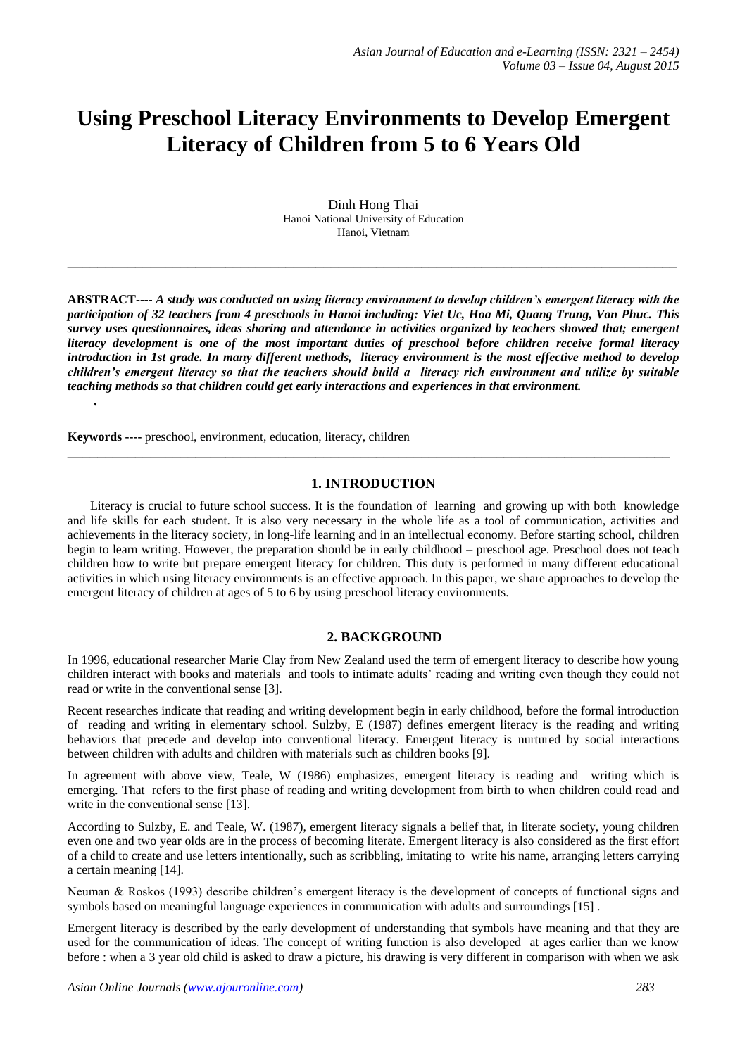# Using Preschool Literacy Environments to Develop Emergent Literacy of Children from 5 to 6 Years Old

Dinh Hong Thai
Hanoi National University of Education
Hanoi, Vietnam

---

**ABSTRACT----** ***A study was conducted on using literacy environment to develop children's emergent literacy with the participation of 32 teachers from 4 preschools in Hanoi including: Viet Uc, Hoa Mi, Quang Trung, Van Phuc. This survey uses questionnaires, ideas sharing and attendance in activities organized by teachers showed that; emergent literacy development is one of the most important duties of preschool before children receive formal literacy introduction in 1st grade. In many different methods, literacy environment is the most effective method to develop children's emergent literacy so that the teachers should build a literacy rich environment and utilize by suitable teaching methods so that children could get early interactions and experiences in that environment.***

.

**Keywords ----** preschool, environment, education, literacy, children

---

## 1. INTRODUCTION

Literacy is crucial to future school success. It is the foundation of learning and growing up with both knowledge and life skills for each student. It is also very necessary in the whole life as a tool of communication, activities and achievements in the literacy society, in long-life learning and in an intellectual economy. Before starting school, children begin to learn writing. However, the preparation should be in early childhood – preschool age. Preschool does not teach children how to write but prepare emergent literacy for children. This duty is performed in many different educational activities in which using literacy environments is an effective approach. In this paper, we share approaches to develop the emergent literacy of children at ages of 5 to 6 by using preschool literacy environments.

## 2. BACKGROUND

In 1996, educational researcher Marie Clay from New Zealand used the term of emergent literacy to describe how young children interact with books and materials and tools to intimate adults' reading and writing even though they could not read or write in the conventional sense [3].

Recent researches indicate that reading and writing development begin in early childhood, before the formal introduction of reading and writing in elementary school. Sulzby, E (1987) defines emergent literacy is the reading and writing behaviors that precede and develop into conventional literacy. Emergent literacy is nurtured by social interactions between children with adults and children with materials such as children books [9].

In agreement with above view, Teale, W (1986) emphasizes, emergent literacy is reading and writing which is emerging. That refers to the first phase of reading and writing development from birth to when children could read and write in the conventional sense [13].

According to Sulzby, E. and Teale, W. (1987), emergent literacy signals a belief that, in literate society, young children even one and two year olds are in the process of becoming literate. Emergent literacy is also considered as the first effort of a child to create and use letters intentionally, such as scribbling, imitating to write his name, arranging letters carrying a certain meaning [14].

Neuman & Roskos (1993) describe children's emergent literacy is the development of concepts of functional signs and symbols based on meaningful language experiences in communication with adults and surroundings [15] .

Emergent literacy is described by the early development of understanding that symbols have meaning and that they are used for the communication of ideas. The concept of writing function is also developed at ages earlier than we know before : when a 3 year old child is asked to draw a picture, his drawing is very different in comparison with when we ask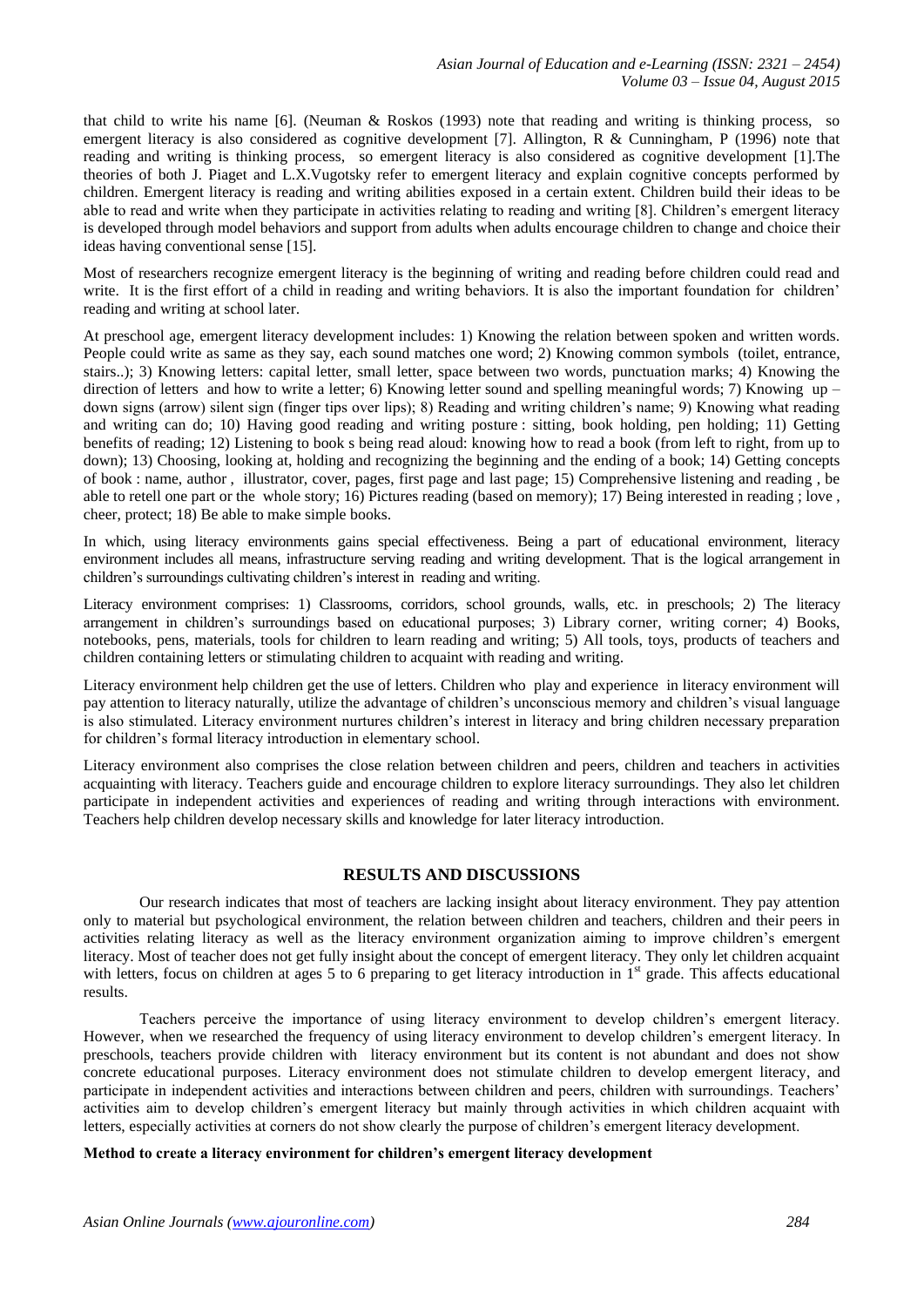that child to write his name [6]. (Neuman & Roskos (1993) note that reading and writing is thinking process, so emergent literacy is also considered as cognitive development [7]. Allington, R & Cunningham, P (1996) note that reading and writing is thinking process, so emergent literacy is also considered as cognitive development [1].The theories of both J. Piaget and L.X.Vugotsky refer to emergent literacy and explain cognitive concepts performed by children. Emergent literacy is reading and writing abilities exposed in a certain extent. Children build their ideas to be able to read and write when they participate in activities relating to reading and writing [8]. Children's emergent literacy is developed through model behaviors and support from adults when adults encourage children to change and choice their ideas having conventional sense [15].

Most of researchers recognize emergent literacy is the beginning of writing and reading before children could read and write. It is the first effort of a child in reading and writing behaviors. It is also the important foundation for children' reading and writing at school later.

At preschool age, emergent literacy development includes: 1) Knowing the relation between spoken and written words. People could write as same as they say, each sound matches one word; 2) Knowing common symbols (toilet, entrance, stairs..); 3) Knowing letters: capital letter, small letter, space between two words, punctuation marks; 4) Knowing the direction of letters and how to write a letter; 6) Knowing letter sound and spelling meaningful words; 7) Knowing up – down signs (arrow) silent sign (finger tips over lips); 8) Reading and writing children's name; 9) Knowing what reading and writing can do; 10) Having good reading and writing posture : sitting, book holding, pen holding; 11) Getting benefits of reading; 12) Listening to book s being read aloud: knowing how to read a book (from left to right, from up to down); 13) Choosing, looking at, holding and recognizing the beginning and the ending of a book; 14) Getting concepts of book : name, author , illustrator, cover, pages, first page and last page; 15) Comprehensive listening and reading , be able to retell one part or the whole story; 16) Pictures reading (based on memory); 17) Being interested in reading ; love , cheer, protect; 18) Be able to make simple books.

In which, using literacy environments gains special effectiveness. Being a part of educational environment, literacy environment includes all means, infrastructure serving reading and writing development. That is the logical arrangement in children's surroundings cultivating children's interest in reading and writing.

Literacy environment comprises: 1) Classrooms, corridors, school grounds, walls, etc. in preschools; 2) The literacy arrangement in children's surroundings based on educational purposes; 3) Library corner, writing corner; 4) Books, notebooks, pens, materials, tools for children to learn reading and writing; 5) All tools, toys, products of teachers and children containing letters or stimulating children to acquaint with reading and writing.

Literacy environment help children get the use of letters. Children who play and experience in literacy environment will pay attention to literacy naturally, utilize the advantage of children's unconscious memory and children's visual language is also stimulated. Literacy environment nurtures children's interest in literacy and bring children necessary preparation for children's formal literacy introduction in elementary school.

Literacy environment also comprises the close relation between children and peers, children and teachers in activities acquainting with literacy. Teachers guide and encourage children to explore literacy surroundings. They also let children participate in independent activities and experiences of reading and writing through interactions with environment. Teachers help children develop necessary skills and knowledge for later literacy introduction.

## RESULTS AND DISCUSSIONS

Our research indicates that most of teachers are lacking insight about literacy environment. They pay attention only to material but psychological environment, the relation between children and teachers, children and their peers in activities relating literacy as well as the literacy environment organization aiming to improve children's emergent literacy. Most of teacher does not get fully insight about the concept of emergent literacy. They only let children acquaint with letters, focus on children at ages 5 to 6 preparing to get literacy introduction in 1st grade. This affects educational results.

Teachers perceive the importance of using literacy environment to develop children's emergent literacy. However, when we researched the frequency of using literacy environment to develop children's emergent literacy. In preschools, teachers provide children with literacy environment but its content is not abundant and does not show concrete educational purposes. Literacy environment does not stimulate children to develop emergent literacy, and participate in independent activities and interactions between children and peers, children with surroundings. Teachers' activities aim to develop children's emergent literacy but mainly through activities in which children acquaint with letters, especially activities at corners do not show clearly the purpose of children's emergent literacy development.

**Method to create a literacy environment for children's emergent literacy development**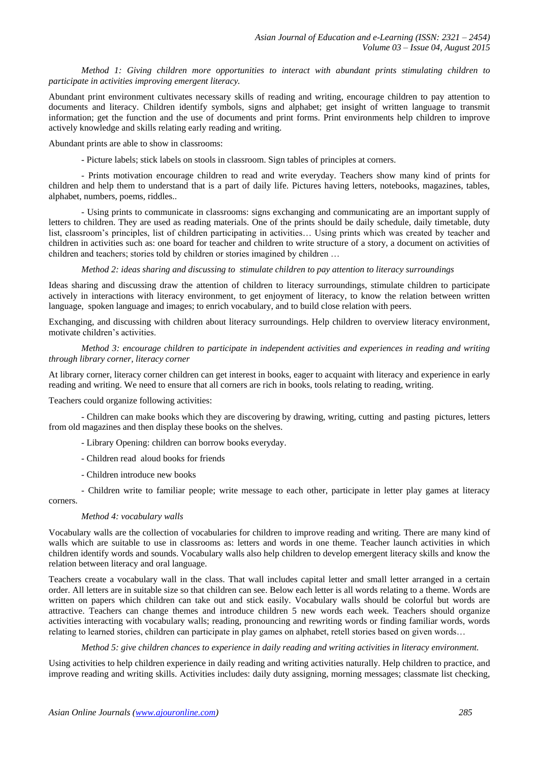*Method 1: Giving children more opportunities to interact with abundant prints stimulating children to participate in activities improving emergent literacy.*

Abundant print environment cultivates necessary skills of reading and writing, encourage children to pay attention to documents and literacy. Children identify symbols, signs and alphabet; get insight of written language to transmit information; get the function and the use of documents and print forms. Print environments help children to improve actively knowledge and skills relating early reading and writing.

Abundant prints are able to show in classrooms:

- Picture labels; stick labels on stools in classroom. Sign tables of principles at corners.

- Prints motivation encourage children to read and write everyday. Teachers show many kind of prints for children and help them to understand that is a part of daily life. Pictures having letters, notebooks, magazines, tables, alphabet, numbers, poems, riddles..

- Using prints to communicate in classrooms: signs exchanging and communicating are an important supply of letters to children. They are used as reading materials. One of the prints should be daily schedule, daily timetable, duty list, classroom's principles, list of children participating in activities… Using prints which was created by teacher and children in activities such as: one board for teacher and children to write structure of a story, a document on activities of children and teachers; stories told by children or stories imagined by children …

*Method 2: ideas sharing and discussing to stimulate children to pay attention to literacy surroundings*

Ideas sharing and discussing draw the attention of children to literacy surroundings, stimulate children to participate actively in interactions with literacy environment, to get enjoyment of literacy, to know the relation between written language, spoken language and images; to enrich vocabulary, and to build close relation with peers.

Exchanging, and discussing with children about literacy surroundings. Help children to overview literacy environment, motivate children's activities.

*Method 3: encourage children to participate in independent activities and experiences in reading and writing through library corner, literacy corner*

At library corner, literacy corner children can get interest in books, eager to acquaint with literacy and experience in early reading and writing. We need to ensure that all corners are rich in books, tools relating to reading, writing.

Teachers could organize following activities:

- Children can make books which they are discovering by drawing, writing, cutting and pasting pictures, letters from old magazines and then display these books on the shelves.

- Library Opening: children can borrow books everyday.

- Children read aloud books for friends

- Children introduce new books

- Children write to familiar people; write message to each other, participate in letter play games at literacy corners.

*Method 4: vocabulary walls*

Vocabulary walls are the collection of vocabularies for children to improve reading and writing. There are many kind of walls which are suitable to use in classrooms as: letters and words in one theme. Teacher launch activities in which children identify words and sounds. Vocabulary walls also help children to develop emergent literacy skills and know the relation between literacy and oral language.

Teachers create a vocabulary wall in the class. That wall includes capital letter and small letter arranged in a certain order. All letters are in suitable size so that children can see. Below each letter is all words relating to a theme. Words are written on papers which children can take out and stick easily. Vocabulary walls should be colorful but words are attractive. Teachers can change themes and introduce children 5 new words each week. Teachers should organize activities interacting with vocabulary walls; reading, pronouncing and rewriting words or finding familiar words, words relating to learned stories, children can participate in play games on alphabet, retell stories based on given words…

*Method 5: give children chances to experience in daily reading and writing activities in literacy environment.*

Using activities to help children experience in daily reading and writing activities naturally. Help children to practice, and improve reading and writing skills. Activities includes: daily duty assigning, morning messages; classmate list checking,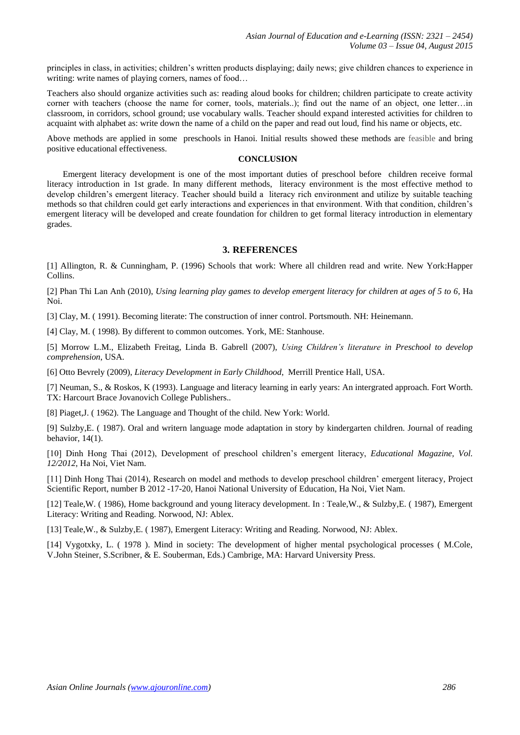principles in class, in activities; children's written products displaying; daily news; give children chances to experience in writing: write names of playing corners, names of food…

Teachers also should organize activities such as: reading aloud books for children; children participate to create activity corner with teachers (choose the name for corner, tools, materials..); find out the name of an object, one letter…in classroom, in corridors, school ground; use vocabulary walls. Teacher should expand interested activities for children to acquaint with alphabet as: write down the name of a child on the paper and read out loud, find his name or objects, etc.

Above methods are applied in some preschools in Hanoi. Initial results showed these methods are feasible and bring positive educational effectiveness.

## CONCLUSION

Emergent literacy development is one of the most important duties of preschool before children receive formal literacy introduction in 1st grade. In many different methods, literacy environment is the most effective method to develop children's emergent literacy. Teacher should build a literacy rich environment and utilize by suitable teaching methods so that children could get early interactions and experiences in that environment. With that condition, children's emergent literacy will be developed and create foundation for children to get formal literacy introduction in elementary grades.

## 3. REFERENCES

[1] Allington, R. & Cunningham, P. (1996) Schools that work: Where all children read and write. New York:Happer Collins.

[2] Phan Thi Lan Anh (2010), *Using learning play games to develop emergent literacy for children at ages of 5 to 6*, Ha Noi.

[3] Clay, M. ( 1991). Becoming literate: The construction of inner control. Portsmouth. NH: Heinemann.

[4] Clay, M. ( 1998). By different to common outcomes. York, ME: Stanhouse.

[5] Morrow L.M., Elizabeth Freitag, Linda B. Gabrell (2007), *Using Children's literature in Preschool to develop comprehension*, USA.

[6] Otto Bevrely (2009), *Literacy Development in Early Childhood*, Merrill Prentice Hall, USA.

[7] Neuman, S., & Roskos, K (1993). Language and literacy learning in early years: An intergrated approach. Fort Worth. TX: Harcourt Brace Jovanovich College Publishers..

[8] Piaget,J. ( 1962). The Language and Thought of the child. New York: World.

[9] Sulzby,E. ( 1987). Oral and writern language mode adaptation in story by kindergarten children. Journal of reading behavior, 14(1).

[10] Dinh Hong Thai (2012), Development of preschool children's emergent literacy, *Educational Magazine, Vol. 12/2012*, Ha Noi, Viet Nam.

[11] Dinh Hong Thai (2014), Research on model and methods to develop preschool children' emergent literacy, Project Scientific Report, number B 2012 -17-20, Hanoi National University of Education, Ha Noi, Viet Nam.

[12] Teale,W. ( 1986), Home background and young literacy development. In : Teale,W., & Sulzby,E. ( 1987), Emergent Literacy: Writing and Reading. Norwood, NJ: Ablex.

[13] Teale,W., & Sulzby,E. ( 1987), Emergent Literacy: Writing and Reading. Norwood, NJ: Ablex.

[14] Vygotxky, L. ( 1978 ). Mind in society: The development of higher mental psychological processes ( M.Cole, V.John Steiner, S.Scribner, & E. Souberman, Eds.) Cambrige, MA: Harvard University Press.